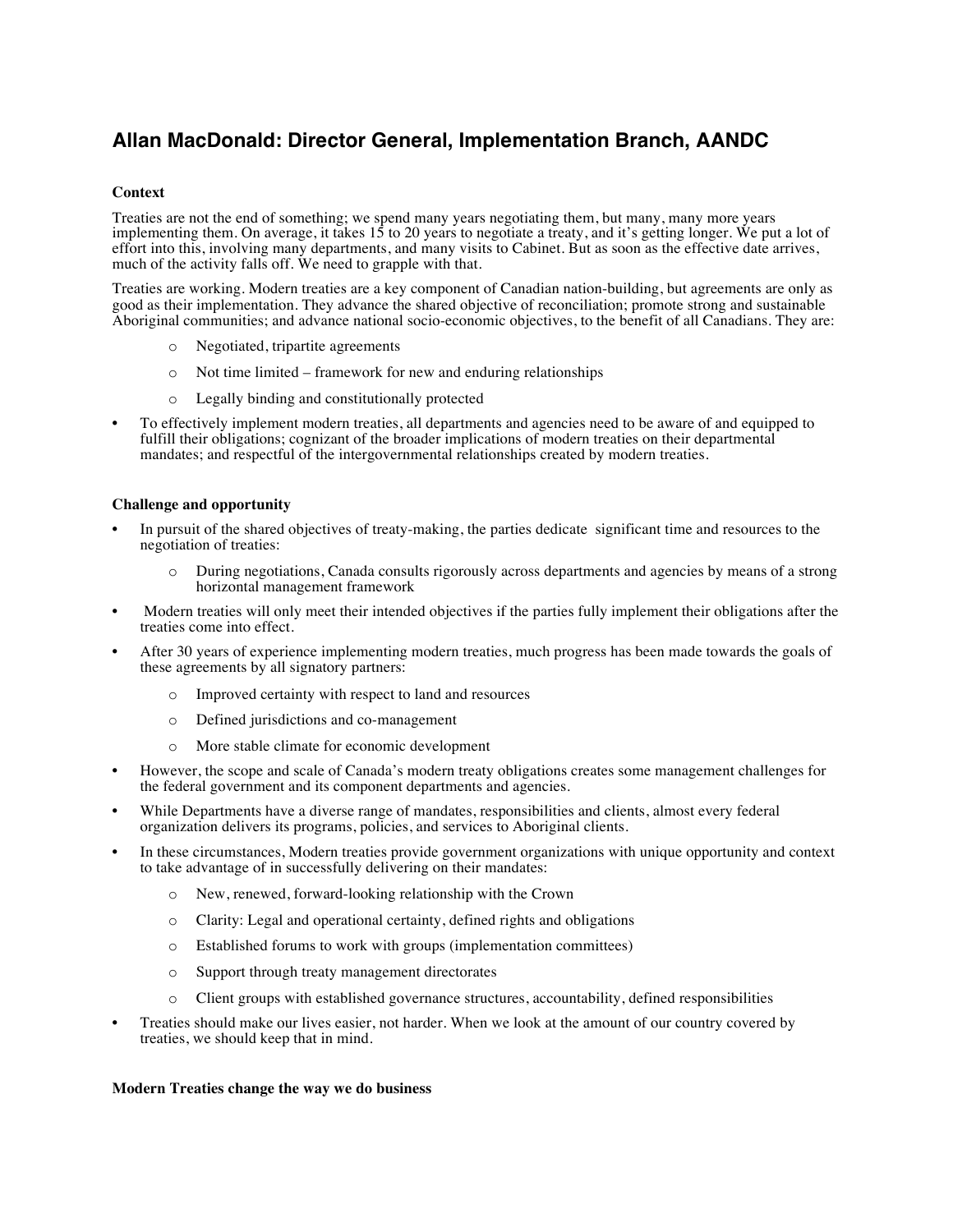# Allan MacDonald: Director General, Implementation Branch, AANDC

**Context**

Treaties are not the end of something; we spend many years negotiating them, but many, many more years implementing them. On average, it takes 15 to 20 years to negotiate a treaty, and it's getting longer. We put a lot of effort into this, involving many departments, and many visits to Cabinet. But as soon as the effective date arrives, much of the activity falls off. We need to grapple with that.

Treaties are working. Modern treaties are a key component of Canadian nation-building, but agreements are only as good as their implementation. They advance the shared objective of reconciliation; promote strong and sustainable Aboriginal communities; and advance national socio-economic objectives, to the benefit of all Canadians. They are:

- Negotiated, tripartite agreements
- Not time limited – framework for new and enduring relationships
- Legally binding and constitutionally protected

- To effectively implement modern treaties, all departments and agencies need to be aware of and equipped to fulfill their obligations; cognizant of the broader implications of modern treaties on their departmental mandates; and respectful of the intergovernmental relationships created by modern treaties.

**Challenge and opportunity**

- In pursuit of the shared objectives of treaty-making, the parties dedicate significant time and resources to the negotiation of treaties:
  - During negotiations, Canada consults rigorously across departments and agencies by means of a strong horizontal management framework
- Modern treaties will only meet their intended objectives if the parties fully implement their obligations after the treaties come into effect.
- After 30 years of experience implementing modern treaties, much progress has been made towards the goals of these agreements by all signatory partners:
  - Improved certainty with respect to land and resources
  - Defined jurisdictions and co-management
  - More stable climate for economic development
- However, the scope and scale of Canada's modern treaty obligations creates some management challenges for the federal government and its component departments and agencies.
- While Departments have a diverse range of mandates, responsibilities and clients, almost every federal organization delivers its programs, policies, and services to Aboriginal clients.
- In these circumstances, Modern treaties provide government organizations with unique opportunity and context to take advantage of in successfully delivering on their mandates:
  - New, renewed, forward-looking relationship with the Crown
  - Clarity: Legal and operational certainty, defined rights and obligations
  - Established forums to work with groups (implementation committees)
  - Support through treaty management directorates
  - Client groups with established governance structures, accountability, defined responsibilities
- Treaties should make our lives easier, not harder. When we look at the amount of our country covered by treaties, we should keep that in mind.

**Modern Treaties change the way we do business**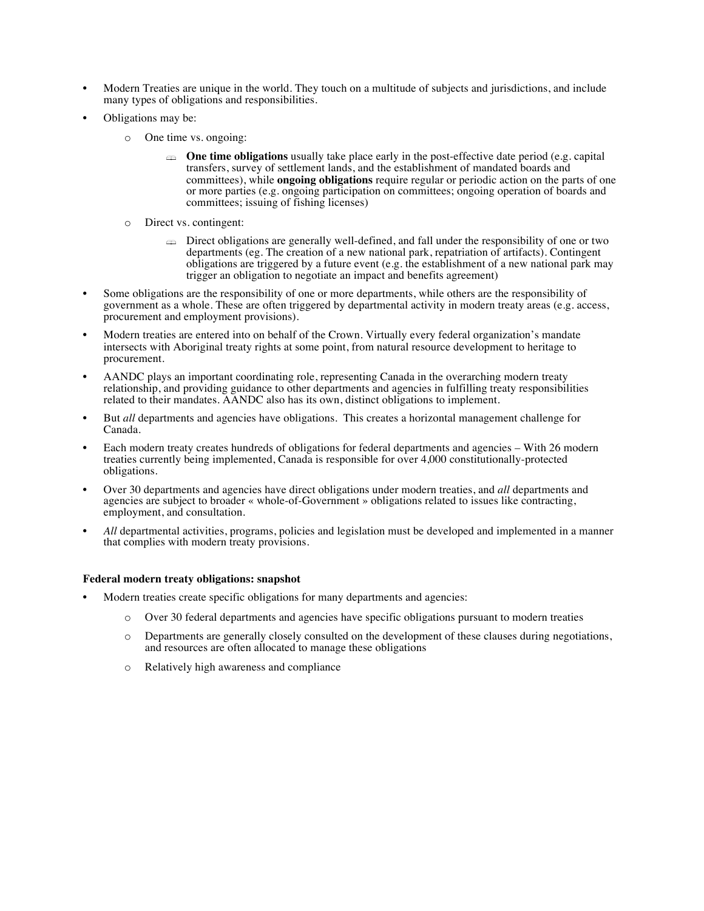- Modern Treaties are unique in the world. They touch on a multitude of subjects and jurisdictions, and include many types of obligations and responsibilities.
- Obligations may be:
  - One time vs. ongoing:
    - **One time obligations** usually take place early in the post-effective date period (e.g. capital transfers, survey of settlement lands, and the establishment of mandated boards and committees), while **ongoing obligations** require regular or periodic action on the parts of one or more parties (e.g. ongoing participation on committees; ongoing operation of boards and committees; issuing of fishing licenses)
  - Direct vs. contingent:
    - Direct obligations are generally well-defined, and fall under the responsibility of one or two departments (eg. The creation of a new national park, repatriation of artifacts). Contingent obligations are triggered by a future event (e.g. the establishment of a new national park may trigger an obligation to negotiate an impact and benefits agreement)
- Some obligations are the responsibility of one or more departments, while others are the responsibility of government as a whole. These are often triggered by departmental activity in modern treaty areas (e.g. access, procurement and employment provisions).
- Modern treaties are entered into on behalf of the Crown. Virtually every federal organization's mandate intersects with Aboriginal treaty rights at some point, from natural resource development to heritage to procurement.
- AANDC plays an important coordinating role, representing Canada in the overarching modern treaty relationship, and providing guidance to other departments and agencies in fulfilling treaty responsibilities related to their mandates. AANDC also has its own, distinct obligations to implement.
- But *all* departments and agencies have obligations. This creates a horizontal management challenge for Canada.
- Each modern treaty creates hundreds of obligations for federal departments and agencies – With 26 modern treaties currently being implemented, Canada is responsible for over 4,000 constitutionally-protected obligations.
- Over 30 departments and agencies have direct obligations under modern treaties, and *all* departments and agencies are subject to broader « whole-of-Government » obligations related to issues like contracting, employment, and consultation.
- *All* departmental activities, programs, policies and legislation must be developed and implemented in a manner that complies with modern treaty provisions.

**Federal modern treaty obligations: snapshot**

- Modern treaties create specific obligations for many departments and agencies:
  - Over 30 federal departments and agencies have specific obligations pursuant to modern treaties
  - Departments are generally closely consulted on the development of these clauses during negotiations, and resources are often allocated to manage these obligations
  - Relatively high awareness and compliance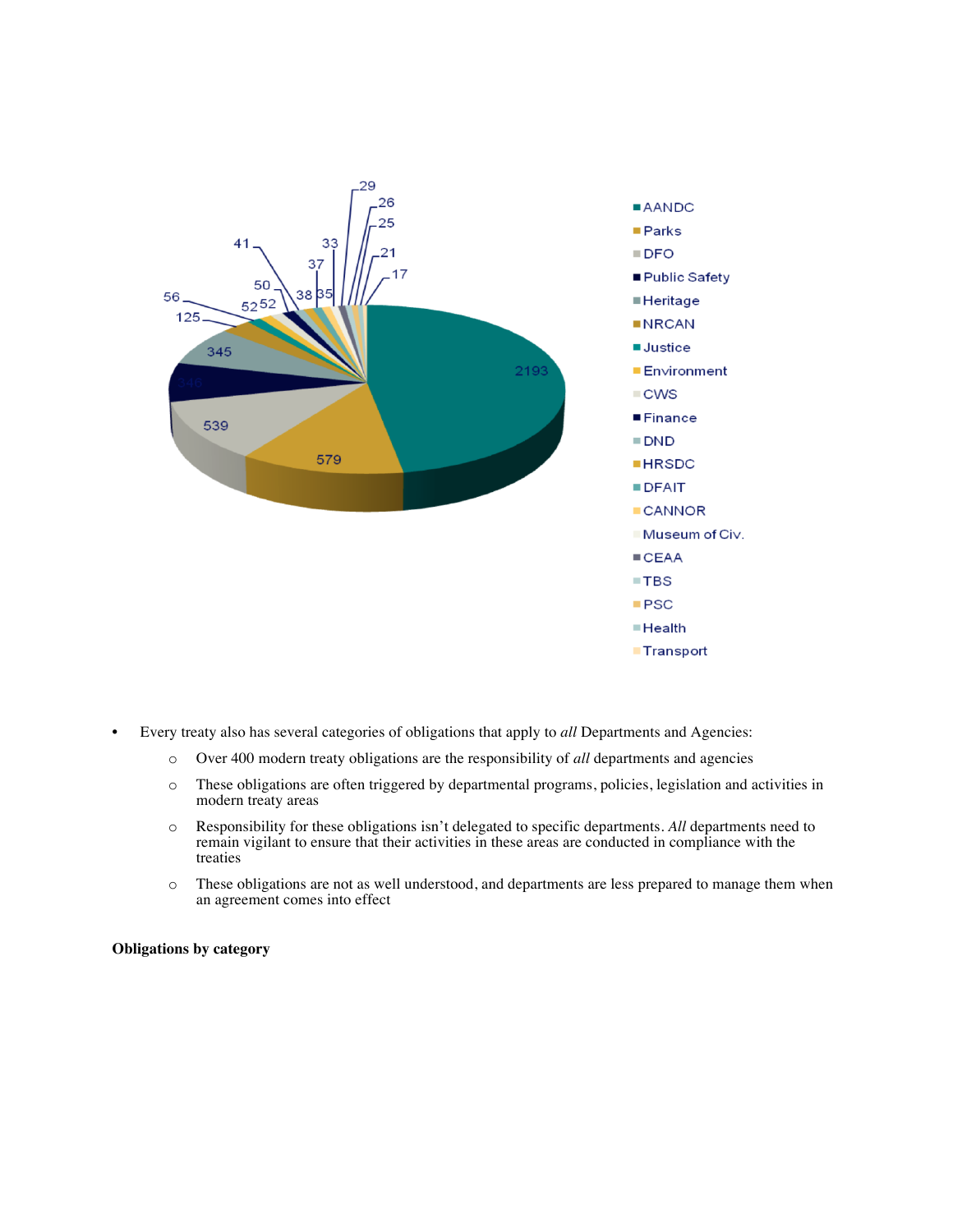- Every treaty also has several categories of obligations that apply to *all* Departments and Agencies:
    - Over 400 modern treaty obligations are the responsibility of *all* departments and agencies
    - These obligations are often triggered by departmental programs, policies, legislation and activities in modern treaty areas
    - Responsibility for these obligations isn't delegated to specific departments. *All* departments need to remain vigilant to ensure that their activities in these areas are conducted in compliance with the treaties
    - These obligations are not as well understood, and departments are less prepared to manage them when an agreement comes into effect

**Obligations by category**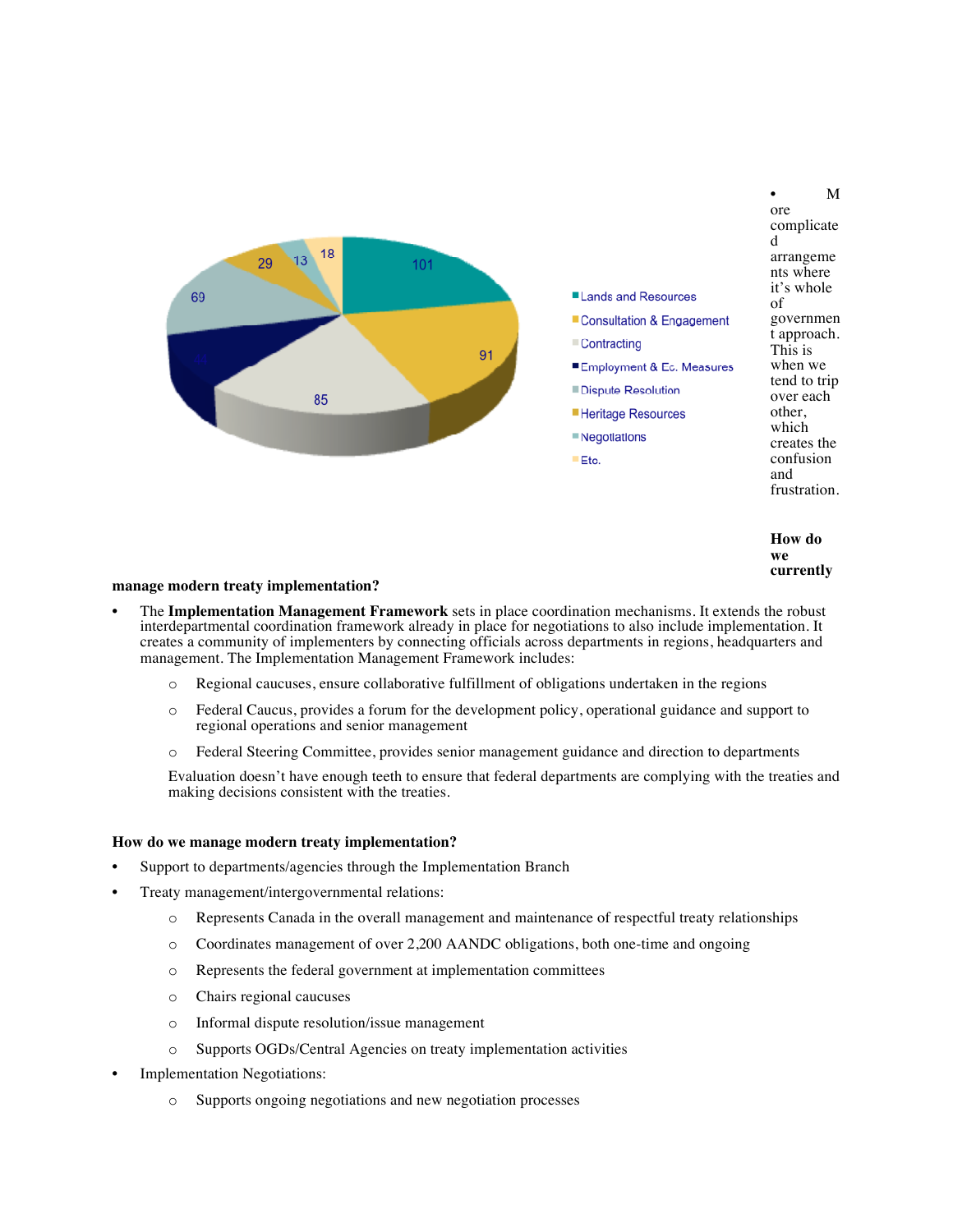| Category | Value |
| --- | --- |
| Lands and Resources | 101 |
| Consultation & Engagement | 91 |
| Contracting | 85 |
| Employment & Ec. Measures | 44 |
| Dispute Resolution | 69 |
| Heritage Resources | 29 |
| Negotiations | 13 |
| Etc. | 18 |

- More complicated arrangements where it's whole of government approach. This is when we tend to trip over each other, which creates the confusion and frustration.

**How do we currently manage modern treaty implementation?**

- The **Implementation Management Framework** sets in place coordination mechanisms. It extends the robust interdepartmental coordination framework already in place for negotiations to also include implementation. It creates a community of implementers by connecting officials across departments in regions, headquarters and management. The Implementation Management Framework includes:
  - Regional caucuses, ensure collaborative fulfillment of obligations undertaken in the regions
  - Federal Caucus, provides a forum for the development policy, operational guidance and support to regional operations and senior management
  - Federal Steering Committee, provides senior management guidance and direction to departments

  Evaluation doesn't have enough teeth to ensure that federal departments are complying with the treaties and making decisions consistent with the treaties.

**How do we manage modern treaty implementation?**

- Support to departments/agencies through the Implementation Branch
- Treaty management/intergovernmental relations:
  - Represents Canada in the overall management and maintenance of respectful treaty relationships
  - Coordinates management of over 2,200 AANDC obligations, both one-time and ongoing
  - Represents the federal government at implementation committees
  - Chairs regional caucuses
  - Informal dispute resolution/issue management
  - Supports OGDs/Central Agencies on treaty implementation activities
- Implementation Negotiations:
  - Supports ongoing negotiations and new negotiation processes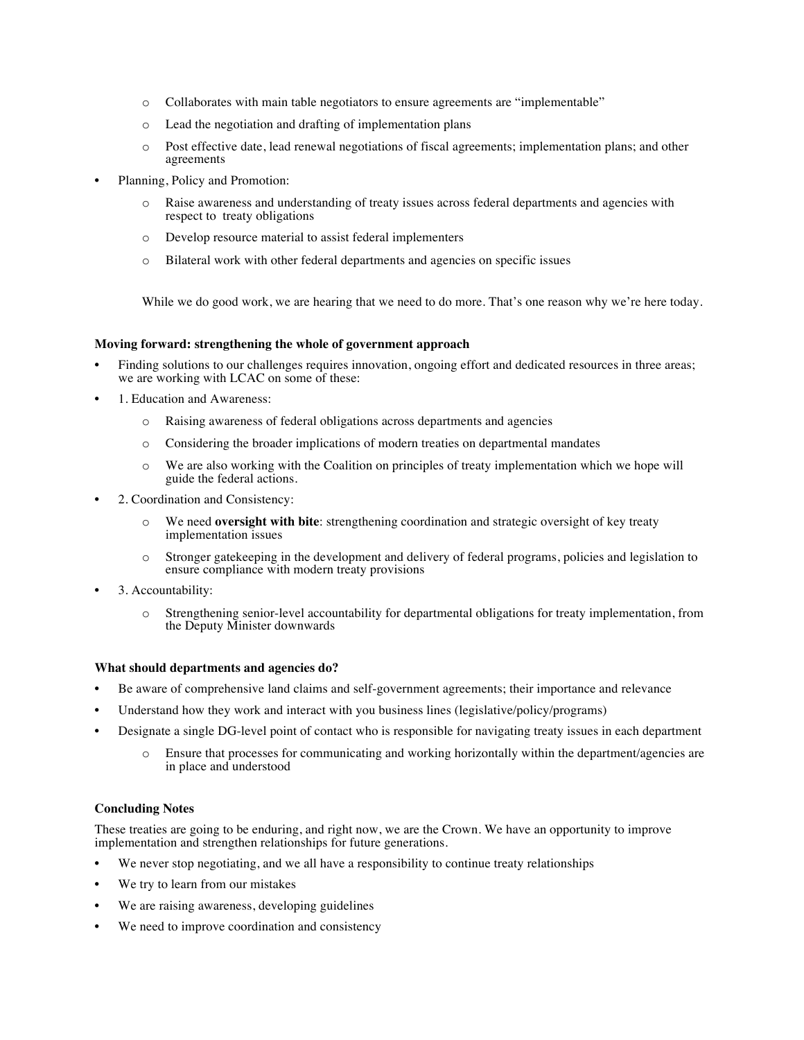- Collaborates with main table negotiators to ensure agreements are "implementable"
    - Lead the negotiation and drafting of implementation plans
    - Post effective date, lead renewal negotiations of fiscal agreements; implementation plans; and other agreements
- Planning, Policy and Promotion:
    - Raise awareness and understanding of treaty issues across federal departments and agencies with respect to treaty obligations
    - Develop resource material to assist federal implementers
    - Bilateral work with other federal departments and agencies on specific issues

While we do good work, we are hearing that we need to do more. That's one reason why we're here today.

**Moving forward: strengthening the whole of government approach**

- Finding solutions to our challenges requires innovation, ongoing effort and dedicated resources in three areas; we are working with LCAC on some of these:
- 1. Education and Awareness:
    - Raising awareness of federal obligations across departments and agencies
    - Considering the broader implications of modern treaties on departmental mandates
    - We are also working with the Coalition on principles of treaty implementation which we hope will guide the federal actions.
- 2. Coordination and Consistency:
    - We need **oversight with bite**: strengthening coordination and strategic oversight of key treaty implementation issues
    - Stronger gatekeeping in the development and delivery of federal programs, policies and legislation to ensure compliance with modern treaty provisions
- 3. Accountability:
    - Strengthening senior-level accountability for departmental obligations for treaty implementation, from the Deputy Minister downwards

**What should departments and agencies do?**

- Be aware of comprehensive land claims and self-government agreements; their importance and relevance
- Understand how they work and interact with you business lines (legislative/policy/programs)
- Designate a single DG-level point of contact who is responsible for navigating treaty issues in each department
    - Ensure that processes for communicating and working horizontally within the department/agencies are in place and understood

**Concluding Notes**

These treaties are going to be enduring, and right now, we are the Crown. We have an opportunity to improve implementation and strengthen relationships for future generations.

- We never stop negotiating, and we all have a responsibility to continue treaty relationships
- We try to learn from our mistakes
- We are raising awareness, developing guidelines
- We need to improve coordination and consistency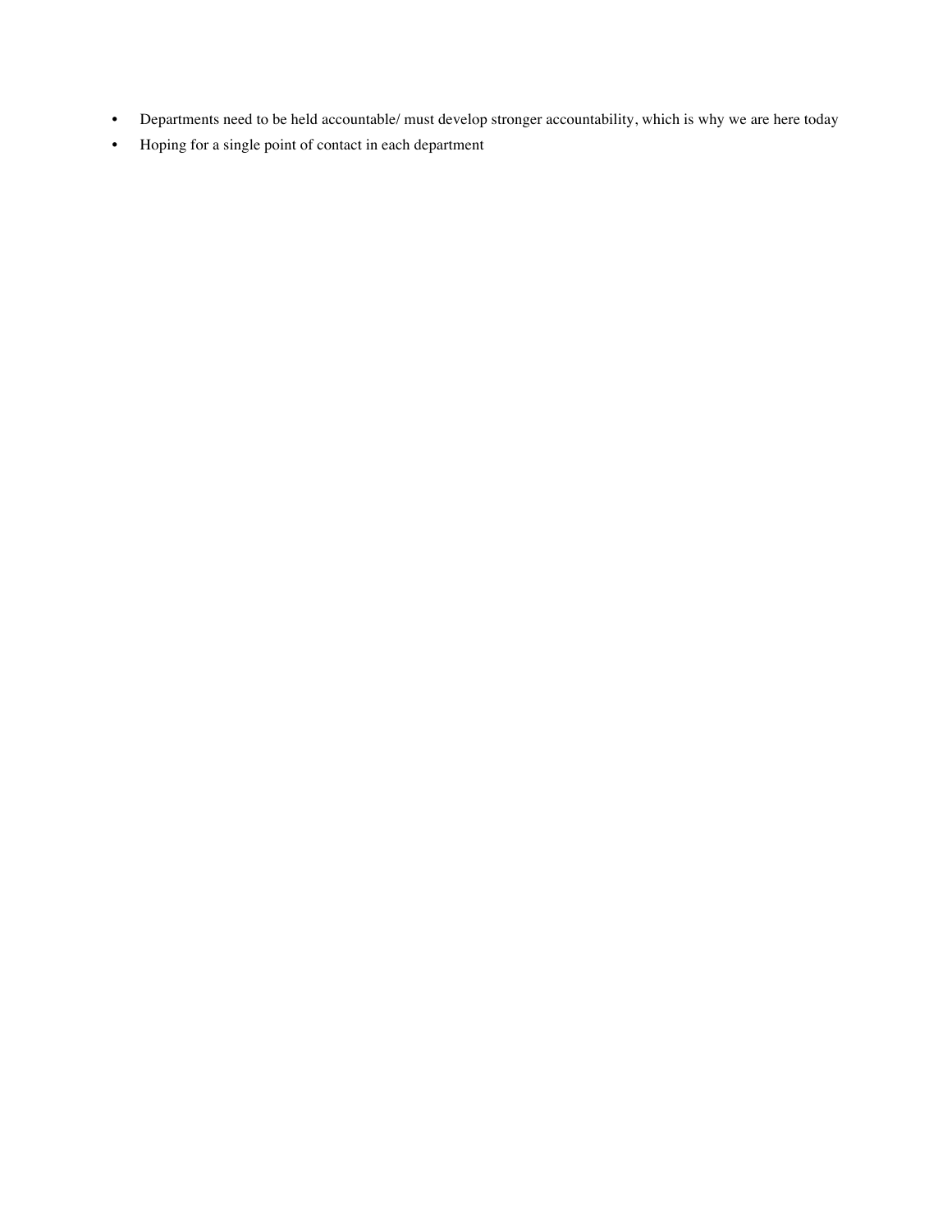- Departments need to be held accountable/ must develop stronger accountability, which is why we are here today
- Hoping for a single point of contact in each department